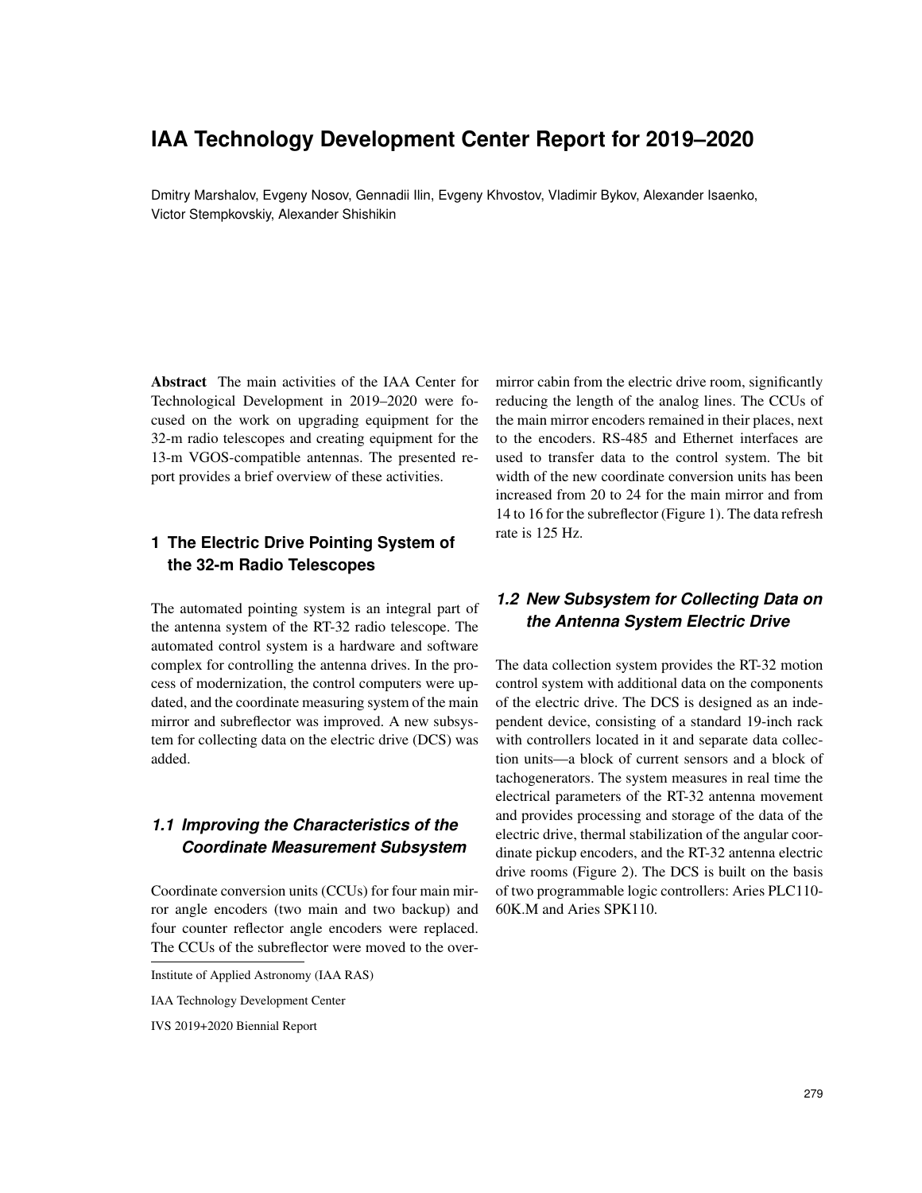# IAA Technology Development Center Report for 2019–2020

Dmitry Marshalov, Evgeny Nosov, Gennadii Ilin, Evgeny Khvostov, Vladimir Bykov, Alexander Isaenko, Victor Stempkovskiy, Alexander Shishikin

**Abstract** The main activities of the IAA Center for Technological Development in 2019–2020 were focused on the work on upgrading equipment for the 32-m radio telescopes and creating equipment for the 13-m VGOS-compatible antennas. The presented report provides a brief overview of these activities.

## 1 The Electric Drive Pointing System of the 32-m Radio Telescopes

The automated pointing system is an integral part of the antenna system of the RT-32 radio telescope. The automated control system is a hardware and software complex for controlling the antenna drives. In the process of modernization, the control computers were updated, and the coordinate measuring system of the main mirror and subreflector was improved. A new subsystem for collecting data on the electric drive (DCS) was added.

### *1.1 Improving the Characteristics of the Coordinate Measurement Subsystem*

Coordinate conversion units (CCUs) for four main mirror angle encoders (two main and two backup) and four counter reflector angle encoders were replaced. The CCUs of the subreflector were moved to the over-mirror cabin from the electric drive room, significantly reducing the length of the analog lines. The CCUs of the main mirror encoders remained in their places, next to the encoders. RS-485 and Ethernet interfaces are used to transfer data to the control system. The bit width of the new coordinate conversion units has been increased from 20 to 24 for the main mirror and from 14 to 16 for the subreflector (Figure 1). The data refresh rate is 125 Hz.

### *1.2 New Subsystem for Collecting Data on the Antenna System Electric Drive*

The data collection system provides the RT-32 motion control system with additional data on the components of the electric drive. The DCS is designed as an independent device, consisting of a standard 19-inch rack with controllers located in it and separate data collection units—a block of current sensors and a block of tachogenerators. The system measures in real time the electrical parameters of the RT-32 antenna movement and provides processing and storage of the data of the electric drive, thermal stabilization of the angular coordinate pickup encoders, and the RT-32 antenna electric drive rooms (Figure 2). The DCS is built on the basis of two programmable logic controllers: Aries PLC110-60K.M and Aries SPK110.

---

Institute of Applied Astronomy (IAA RAS)

IAA Technology Development Center

IVS 2019+2020 Biennial Report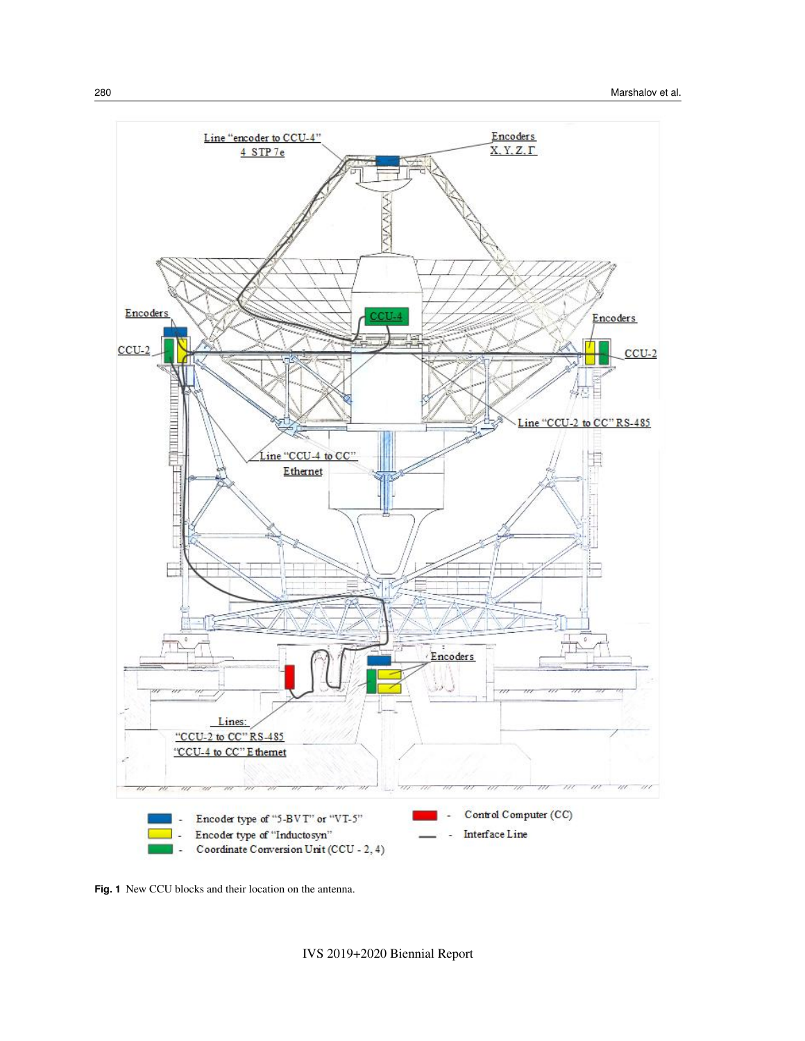Line "encoder to CCU-4"
4 STP 7e

Encoders
X, Y, Z, Г

Encoders

CCU-4

Encoders

CCU-2

CCU-2

Line "CCU-2 to CC" RS-485

Line "CCU-4 to CC"
Ethernet

Encoders

Lines:
"CCU-2 to CC" RS-485
"CCU-4 to CC" Ethernet

- Encoder type of "5-BVT" or "VT-5"
- Encoder type of "Inductosyn"
- Coordinate Conversion Unit (CCU - 2, 4)
- Control Computer (CC)
- Interface Line

**Fig. 1** New CCU blocks and their location on the antenna.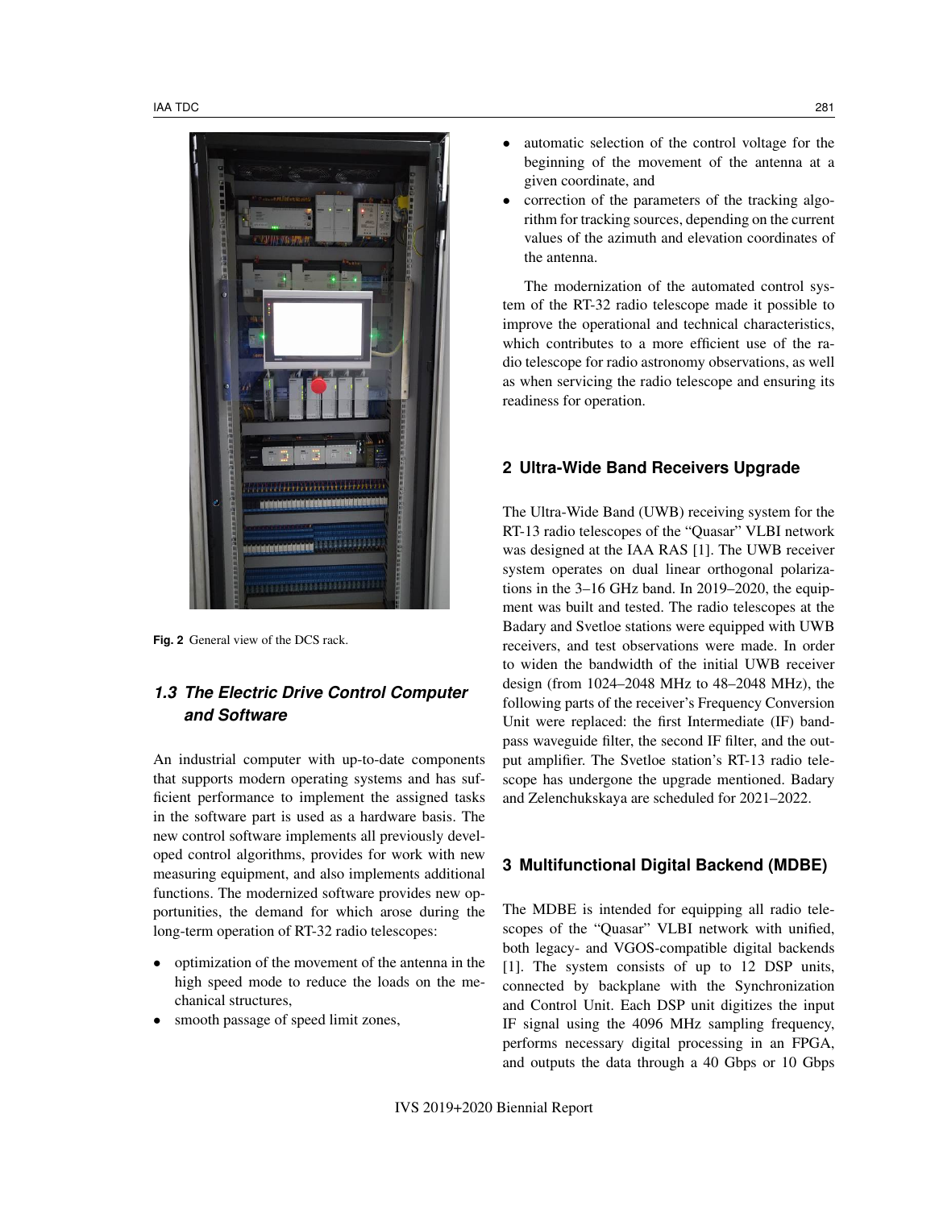Fig. 2 General view of the DCS rack.

### *1.3 The Electric Drive Control Computer and Software*

An industrial computer with up-to-date components that supports modern operating systems and has sufficient performance to implement the assigned tasks in the software part is used as a hardware basis. The new control software implements all previously developed control algorithms, provides for work with new measuring equipment, and also implements additional functions. The modernized software provides new opportunities, the demand for which arose during the long-term operation of RT-32 radio telescopes:

- optimization of the movement of the antenna in the high speed mode to reduce the loads on the mechanical structures,
- smooth passage of speed limit zones,
- automatic selection of the control voltage for the beginning of the movement of the antenna at a given coordinate, and
- correction of the parameters of the tracking algorithm for tracking sources, depending on the current values of the azimuth and elevation coordinates of the antenna.

The modernization of the automated control system of the RT-32 radio telescope made it possible to improve the operational and technical characteristics, which contributes to a more efficient use of the radio telescope for radio astronomy observations, as well as when servicing the radio telescope and ensuring its readiness for operation.

## 2 Ultra-Wide Band Receivers Upgrade

The Ultra-Wide Band (UWB) receiving system for the RT-13 radio telescopes of the "Quasar" VLBI network was designed at the IAA RAS [1]. The UWB receiver system operates on dual linear orthogonal polarizations in the 3–16 GHz band. In 2019–2020, the equipment was built and tested. The radio telescopes at the Badary and Svetloe stations were equipped with UWB receivers, and test observations were made. In order to widen the bandwidth of the initial UWB receiver design (from 1024–2048 MHz to 48–2048 MHz), the following parts of the receiver's Frequency Conversion Unit were replaced: the first Intermediate (IF) bandpass waveguide filter, the second IF filter, and the output amplifier. The Svetloe station's RT-13 radio telescope has undergone the upgrade mentioned. Badary and Zelenchukskaya are scheduled for 2021–2022.

## 3 Multifunctional Digital Backend (MDBE)

The MDBE is intended for equipping all radio telescopes of the "Quasar" VLBI network with unified, both legacy- and VGOS-compatible digital backends [1]. The system consists of up to 12 DSP units, connected by backplane with the Synchronization and Control Unit. Each DSP unit digitizes the input IF signal using the 4096 MHz sampling frequency, performs necessary digital processing in an FPGA, and outputs the data through a 40 Gbps or 10 Gbps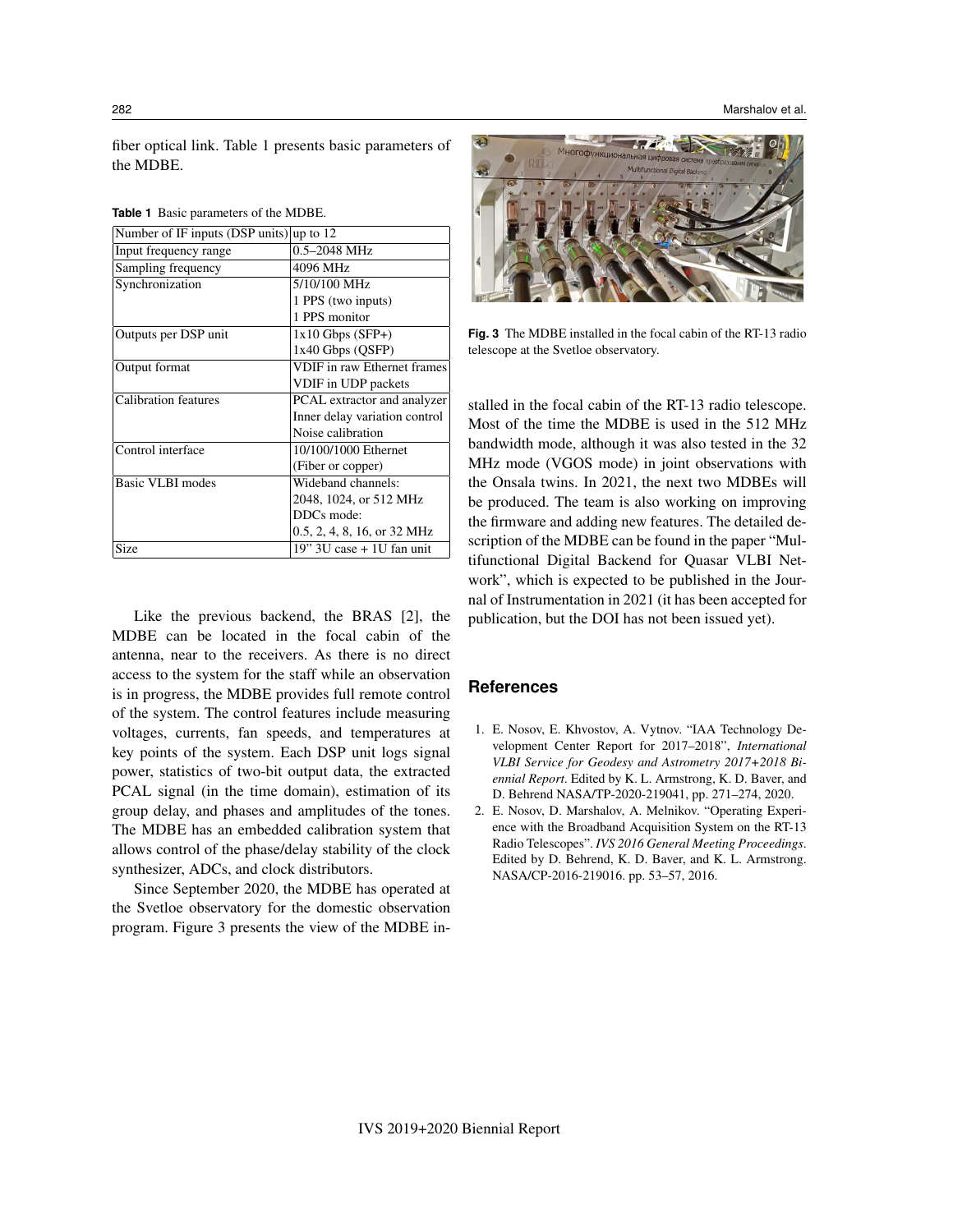fiber optical link. Table 1 presents basic parameters of the MDBE.

**Table 1** Basic parameters of the MDBE.

| | |
|---|---|
| Number of IF inputs (DSP units) | up to 12 |
| Input frequency range | 0.5–2048 MHz |
| Sampling frequency | 4096 MHz |
| Synchronization | 5/10/100 MHz<br>1 PPS (two inputs)<br>1 PPS monitor |
| Outputs per DSP unit | 1x10 Gbps (SFP+)<br>1x40 Gbps (QSFP) |
| Output format | VDIF in raw Ethernet frames<br>VDIF in UDP packets |
| Calibration features | PCAL extractor and analyzer<br>Inner delay variation control<br>Noise calibration |
| Control interface | 10/100/1000 Ethernet<br>(Fiber or copper) |
| Basic VLBI modes | Wideband channels:<br>2048, 1024, or 512 MHz<br>DDCs mode:<br>0.5, 2, 4, 8, 16, or 32 MHz |
| Size | 19" 3U case + 1U fan unit |

Like the previous backend, the BRAS [2], the MDBE can be located in the focal cabin of the antenna, near to the receivers. As there is no direct access to the system for the staff while an observation is in progress, the MDBE provides full remote control of the system. The control features include measuring voltages, currents, fan speeds, and temperatures at key points of the system. Each DSP unit logs signal power, statistics of two-bit output data, the extracted PCAL signal (in the time domain), estimation of its group delay, and phases and amplitudes of the tones. The MDBE has an embedded calibration system that allows control of the phase/delay stability of the clock synthesizer, ADCs, and clock distributors.

Since September 2020, the MDBE has operated at the Svetloe observatory for the domestic observation program. Figure 3 presents the view of the MDBE installed in the focal cabin of the RT-13 radio telescope. Most of the time the MDBE is used in the 512 MHz bandwidth mode, although it was also tested in the 32 MHz mode (VGOS mode) in joint observations with the Onsala twins. In 2021, the next two MDBEs will be produced. The team is also working on improving the firmware and adding new features. The detailed description of the MDBE can be found in the paper "Multifunctional Digital Backend for Quasar VLBI Network", which is expected to be published in the Journal of Instrumentation in 2021 (it has been accepted for publication, but the DOI has not been issued yet).

**Fig. 3** The MDBE installed in the focal cabin of the RT-13 radio telescope at the Svetloe observatory.

## References

1. E. Nosov, E. Khvostov, A. Vytnov. "IAA Technology Development Center Report for 2017–2018", *International VLBI Service for Geodesy and Astrometry 2017+2018 Biennial Report*. Edited by K. L. Armstrong, K. D. Baver, and D. Behrend NASA/TP-2020-219041, pp. 271–274, 2020.
2. E. Nosov, D. Marshalov, A. Melnikov. "Operating Experience with the Broadband Acquisition System on the RT-13 Radio Telescopes". *IVS 2016 General Meeting Proceedings*. Edited by D. Behrend, K. D. Baver, and K. L. Armstrong. NASA/CP-2016-219016. pp. 53–57, 2016.